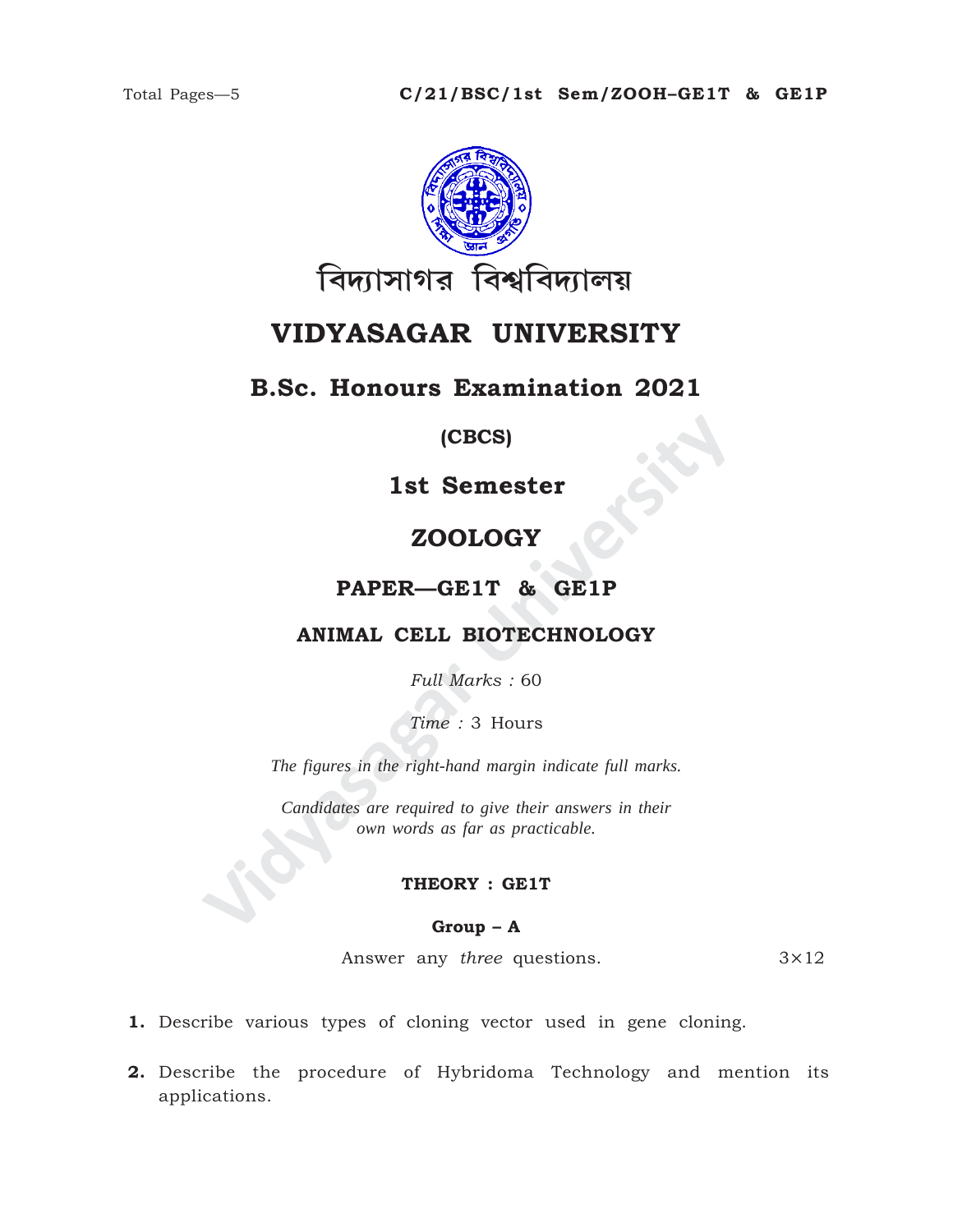বিদ্যাসাগর বিশ্ববিদ্যালয়

# VIDYASAGAR UNIVERSITY

## B.Sc. Honours Examination 2021

**(CBCS)**

## 1st Semester

## ZOOLOGY

### PAPER—GE1T & GE1P

### ANIMAL CELL BIOTECHNOLOGY

*Full Marks :* 60

*Time :* 3 Hours

*The figures in the right-hand margin indicate full marks.*

*Candidates are required to give their answers in their own words as far as practicable.*

**THEORY : GE1T**

**Group – A**

Answer any *three* questions. $3\times12$

**1.** Describe various types of cloning vector used in gene cloning.

**2.** Describe the procedure of Hybridoma Technology and mention its applications.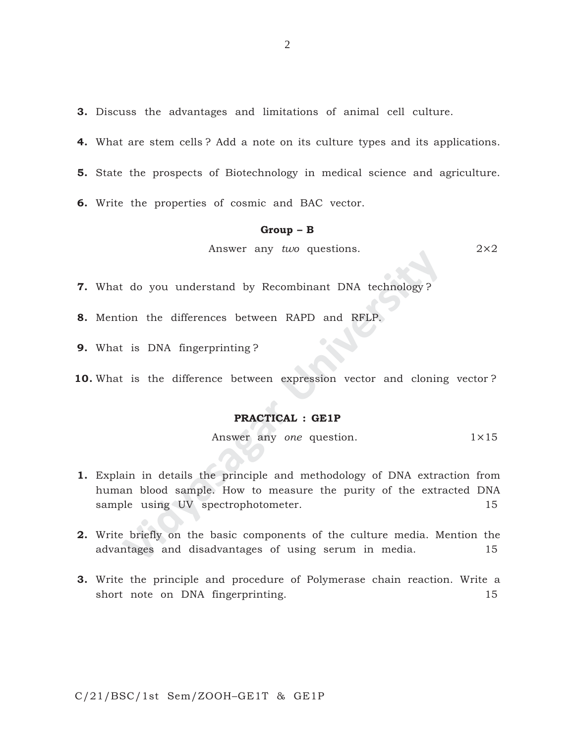**3.** Discuss the advantages and limitations of animal cell culture.

**4.** What are stem cells ? Add a note on its culture types and its applications.

**5.** State the prospects of Biotechnology in medical science and agriculture.

**6.** Write the properties of cosmic and BAC vector.

## Group – B

Answer any *two* questions. 2×2

**7.** What do you understand by Recombinant DNA technology ?

**8.** Mention the differences between RAPD and RFLP.

**9.** What is DNA fingerprinting ?

**10.** What is the difference between expression vector and cloning vector ?

## PRACTICAL : GE1P

Answer any *one* question. 1×15

**1.** Explain in details the principle and methodology of DNA extraction from human blood sample. How to measure the purity of the extracted DNA sample using UV spectrophotometer. 15

**2.** Write briefly on the basic components of the culture media. Mention the advantages and disadvantages of using serum in media. 15

**3.** Write the principle and procedure of Polymerase chain reaction. Write a short note on DNA fingerprinting. 15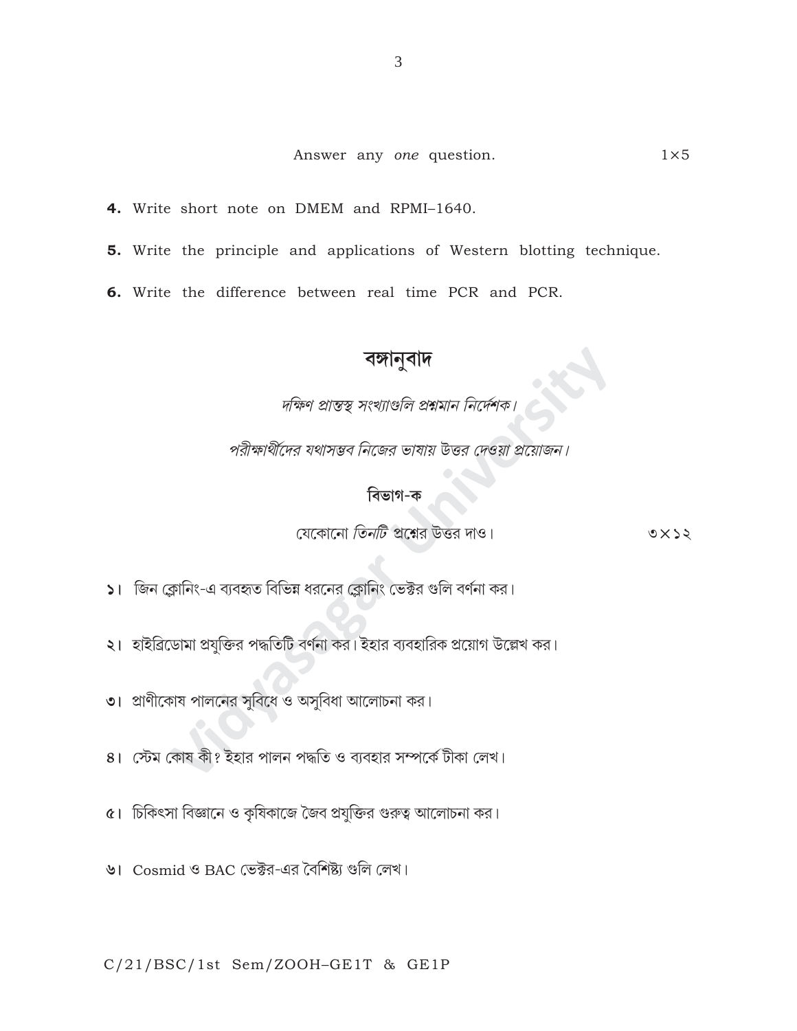Answer any *one* question. $1 \times 5$

**4.** Write short note on DMEM and RPMI–1640.

**5.** Write the principle and applications of Western blotting technique.

**6.** Write the difference between real time PCR and PCR.

## বঙ্গানুবাদ

*দক্ষিণ প্রান্তস্থ সংখ্যাগুলি প্রশ্নমান নির্দেশক।*

*পরীক্ষার্থীদের যথাসম্ভব নিজের ভাষায় উত্তর দেওয়া প্রয়োজন।*

### বিভাগ-ক

যেকোনো *তিনটি* প্রশ্নের উত্তর দাও। ৩×১২

১। জিন ক্লোনিং-এ ব্যবহৃত বিভিন্ন ধরনের ক্লোনিং ভেক্টর গুলি বর্ণনা কর।

২। হাইব্রিডোমা প্রযুক্তির পদ্ধতিটি বর্ণনা কর। ইহার ব্যবহারিক প্রয়োগ উল্লেখ কর।

৩। প্রাণীকোষ পালনের সুবিধে ও অসুবিধা আলোচনা কর।

৪। স্টেম কোষ কী? ইহার পালন পদ্ধতি ও ব্যবহার সম্পর্কে টীকা লেখ।

৫। চিকিৎসা বিজ্ঞানে ও কৃষিকাজে জৈব প্রযুক্তির গুরুত্ব আলোচনা কর।

৬। Cosmid ও BAC ভেক্টর-এর বৈশিষ্ট্য গুলি লেখ।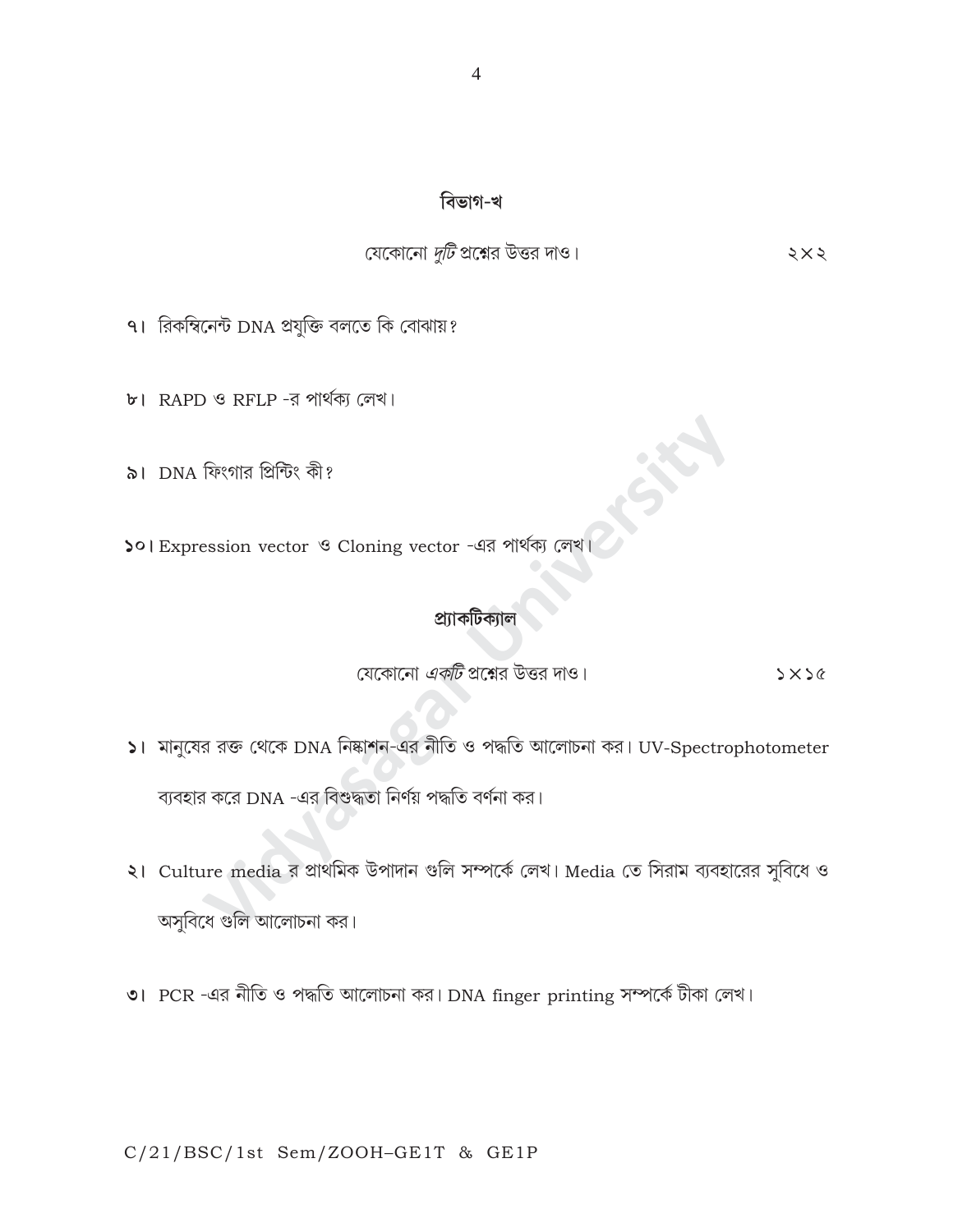## বিভাগ-খ

যেকোনো *দুটি* প্রশ্নের উত্তর দাও। ২×২

৭। রিকম্বিনেন্ট DNA প্রযুক্তি বলতে কি বোঝায়?

৮। RAPD ও RFLP -র পার্থক্য লেখ।

৯। DNA ফিংগার প্রিন্টিং কী?

১০। Expression vector ও Cloning vector -এর পার্থক্য লেখ।

## প্র্যাকটিক্যাল

যেকোনো *একটি* প্রশ্নের উত্তর দাও। ১×১৫

১। মানুষের রক্ত থেকে DNA নিষ্কাশন-এর নীতি ও পদ্ধতি আলোচনা কর। UV-Spectrophotometer ব্যবহার করে DNA -এর বিশুদ্ধতা নির্ণয় পদ্ধতি বর্ণনা কর।

২। Culture media র প্রাথমিক উপাদান গুলি সম্পর্কে লেখ। Media তে সিরাম ব্যবহারের সুবিধে ও অসুবিধে গুলি আলোচনা কর।

৩। PCR -এর নীতি ও পদ্ধতি আলোচনা কর। DNA finger printing সম্পর্কে টীকা লেখ।

C/21/BSC/1st Sem/ZOOH–GE1T & GE1P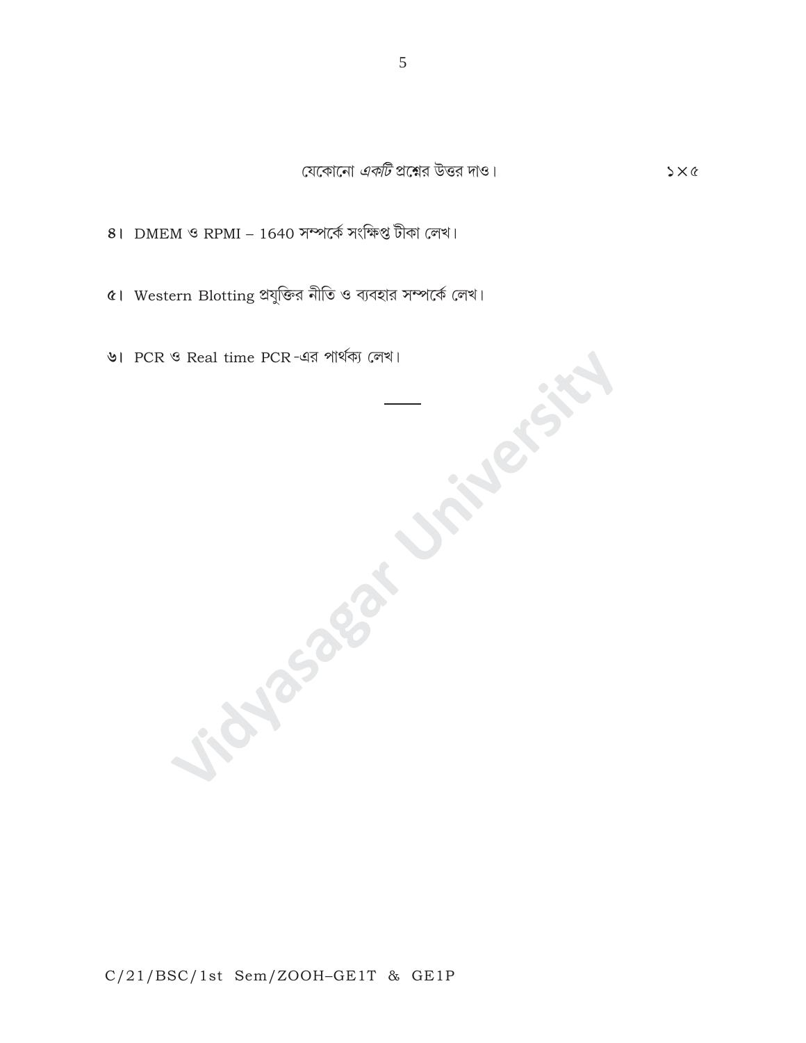যেকোনো *একটি* প্রশ্নের উত্তর দাও। ১×৫

৪। DMEM ও RPMI – 1640 সম্পর্কে সংক্ষিপ্ত টীকা লেখ।

৫। Western Blotting প্রযুক্তির নীতি ও ব্যবহার সম্পর্কে লেখ।

৬। PCR ও Real time PCR -এর পার্থক্য লেখ।

———

C/21/BSC/1st Sem/ZOOH–GE1T & GE1P